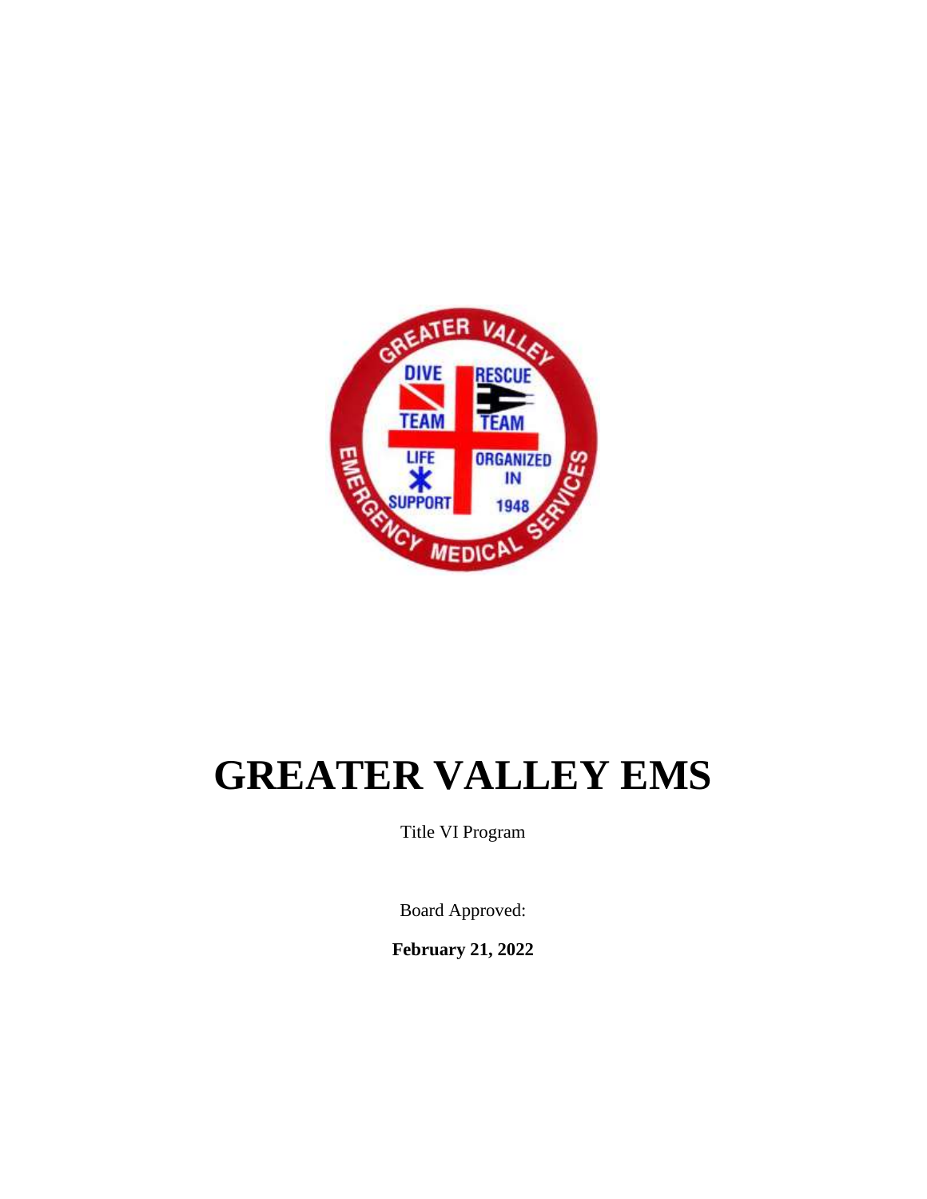# GREATER VALLEY EMS

Title VI Program

Board Approved:

**February 21, 2022**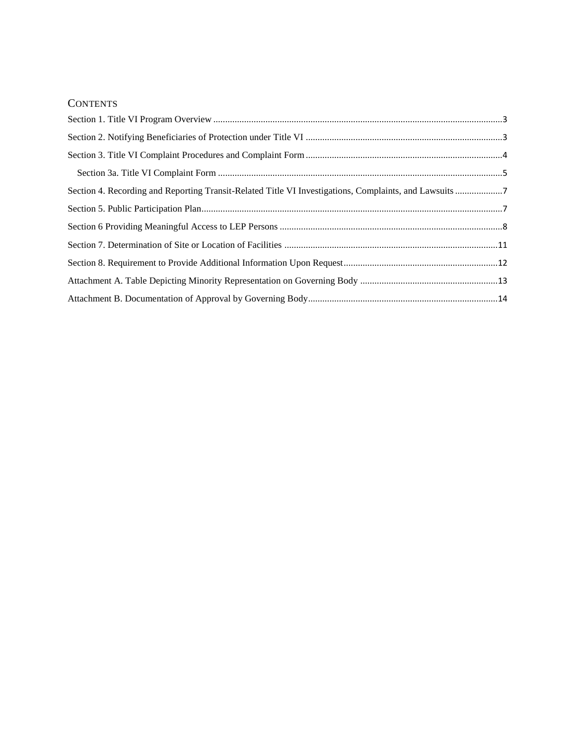## Contents

- Section 1. Title VI Program Overview ........ 3
- Section 2. Notifying Beneficiaries of Protection under Title VI ........ 3
- Section 3. Title VI Complaint Procedures and Complaint Form ........ 4
  - Section 3a. Title VI Complaint Form ........ 5
- Section 4. Recording and Reporting Transit-Related Title VI Investigations, Complaints, and Lawsuits ........ 7
- Section 5. Public Participation Plan ........ 7
- Section 6 Providing Meaningful Access to LEP Persons ........ 8
- Section 7. Determination of Site or Location of Facilities ........ 11
- Section 8. Requirement to Provide Additional Information Upon Request ........ 12
- Attachment A. Table Depicting Minority Representation on Governing Body ........ 13
- Attachment B. Documentation of Approval by Governing Body ........ 14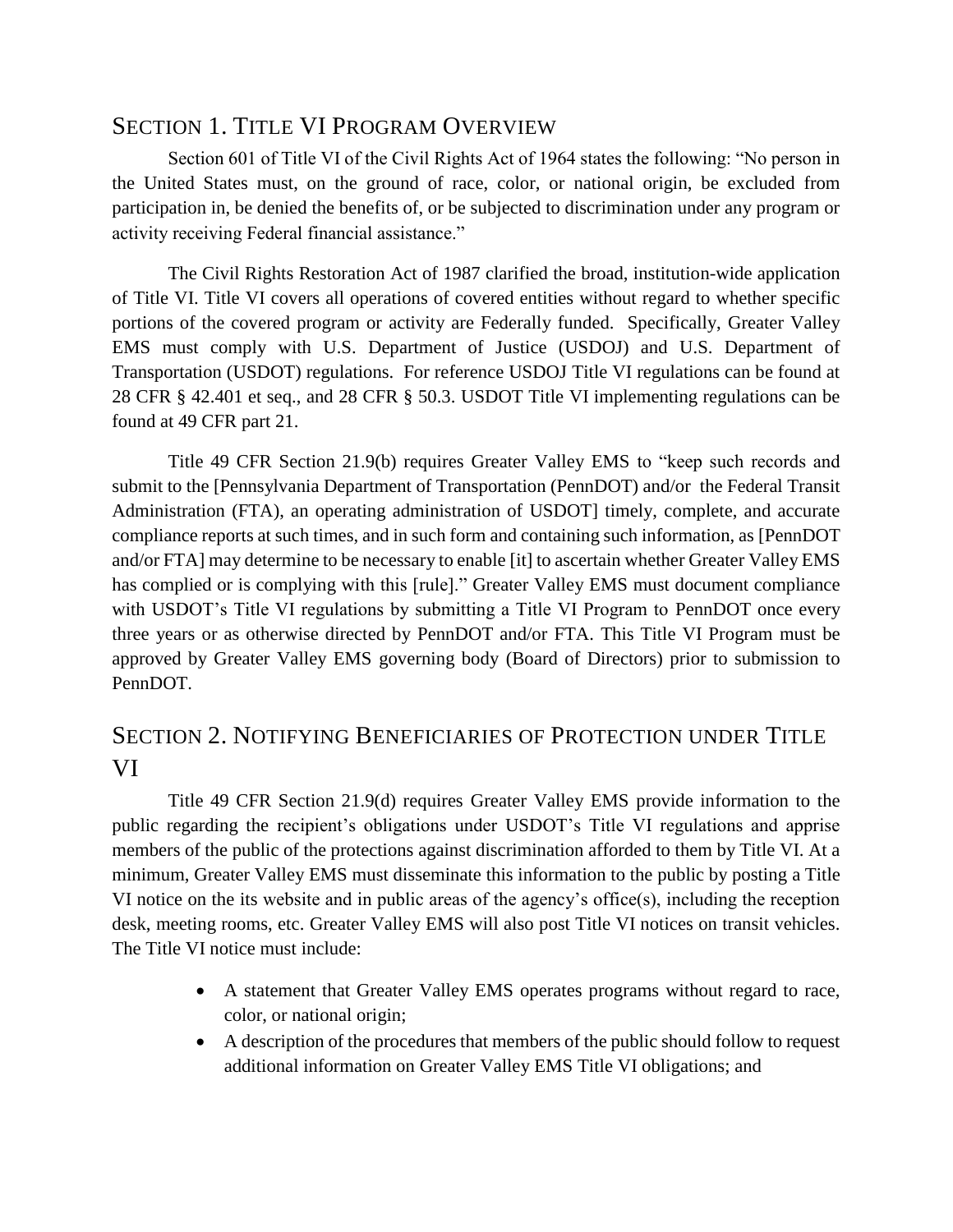## SECTION 1. TITLE VI PROGRAM OVERVIEW

Section 601 of Title VI of the Civil Rights Act of 1964 states the following: "No person in the United States must, on the ground of race, color, or national origin, be excluded from participation in, be denied the benefits of, or be subjected to discrimination under any program or activity receiving Federal financial assistance."

The Civil Rights Restoration Act of 1987 clarified the broad, institution-wide application of Title VI. Title VI covers all operations of covered entities without regard to whether specific portions of the covered program or activity are Federally funded. Specifically, Greater Valley EMS must comply with U.S. Department of Justice (USDOJ) and U.S. Department of Transportation (USDOT) regulations. For reference USDOJ Title VI regulations can be found at 28 CFR § 42.401 et seq., and 28 CFR § 50.3. USDOT Title VI implementing regulations can be found at 49 CFR part 21.

Title 49 CFR Section 21.9(b) requires Greater Valley EMS to "keep such records and submit to the [Pennsylvania Department of Transportation (PennDOT) and/or the Federal Transit Administration (FTA), an operating administration of USDOT] timely, complete, and accurate compliance reports at such times, and in such form and containing such information, as [PennDOT and/or FTA] may determine to be necessary to enable [it] to ascertain whether Greater Valley EMS has complied or is complying with this [rule]." Greater Valley EMS must document compliance with USDOT's Title VI regulations by submitting a Title VI Program to PennDOT once every three years or as otherwise directed by PennDOT and/or FTA. This Title VI Program must be approved by Greater Valley EMS governing body (Board of Directors) prior to submission to PennDOT.

## SECTION 2. NOTIFYING BENEFICIARIES OF PROTECTION UNDER TITLE VI

Title 49 CFR Section 21.9(d) requires Greater Valley EMS provide information to the public regarding the recipient's obligations under USDOT's Title VI regulations and apprise members of the public of the protections against discrimination afforded to them by Title VI. At a minimum, Greater Valley EMS must disseminate this information to the public by posting a Title VI notice on the its website and in public areas of the agency's office(s), including the reception desk, meeting rooms, etc. Greater Valley EMS will also post Title VI notices on transit vehicles. The Title VI notice must include:

- A statement that Greater Valley EMS operates programs without regard to race, color, or national origin;
- A description of the procedures that members of the public should follow to request additional information on Greater Valley EMS Title VI obligations; and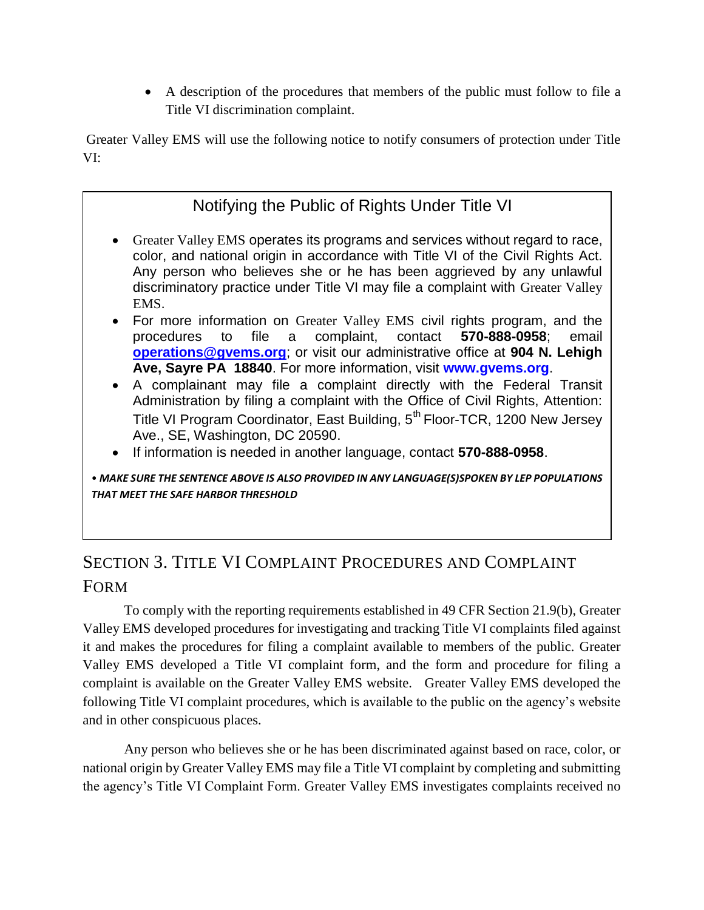- A description of the procedures that members of the public must follow to file a Title VI discrimination complaint.

Greater Valley EMS will use the following notice to notify consumers of protection under Title VI:

> ### Notifying the Public of Rights Under Title VI
>
> - Greater Valley EMS operates its programs and services without regard to race, color, and national origin in accordance with Title VI of the Civil Rights Act. Any person who believes she or he has been aggrieved by any unlawful discriminatory practice under Title VI may file a complaint with Greater Valley EMS.
> - For more information on Greater Valley EMS civil rights program, and the procedures to file a complaint, contact **570-888-0958**; email **operations@gvems.org**; or visit our administrative office at **904 N. Lehigh Ave, Sayre PA 18840**. For more information, visit **www.gvems.org**.
> - A complainant may file a complaint directly with the Federal Transit Administration by filing a complaint with the Office of Civil Rights, Attention: Title VI Program Coordinator, East Building, 5th Floor-TCR, 1200 New Jersey Ave., SE, Washington, DC 20590.
> - If information is needed in another language, contact **570-888-0958**.
>
> • ***MAKE SURE THE SENTENCE ABOVE IS ALSO PROVIDED IN ANY LANGUAGE(S)SPOKEN BY LEP POPULATIONS THAT MEET THE SAFE HARBOR THRESHOLD***

## SECTION 3. TITLE VI COMPLAINT PROCEDURES AND COMPLAINT FORM

To comply with the reporting requirements established in 49 CFR Section 21.9(b), Greater Valley EMS developed procedures for investigating and tracking Title VI complaints filed against it and makes the procedures for filing a complaint available to members of the public. Greater Valley EMS developed a Title VI complaint form, and the form and procedure for filing a complaint is available on the Greater Valley EMS website. Greater Valley EMS developed the following Title VI complaint procedures, which is available to the public on the agency's website and in other conspicuous places.

Any person who believes she or he has been discriminated against based on race, color, or national origin by Greater Valley EMS may file a Title VI complaint by completing and submitting the agency's Title VI Complaint Form. Greater Valley EMS investigates complaints received no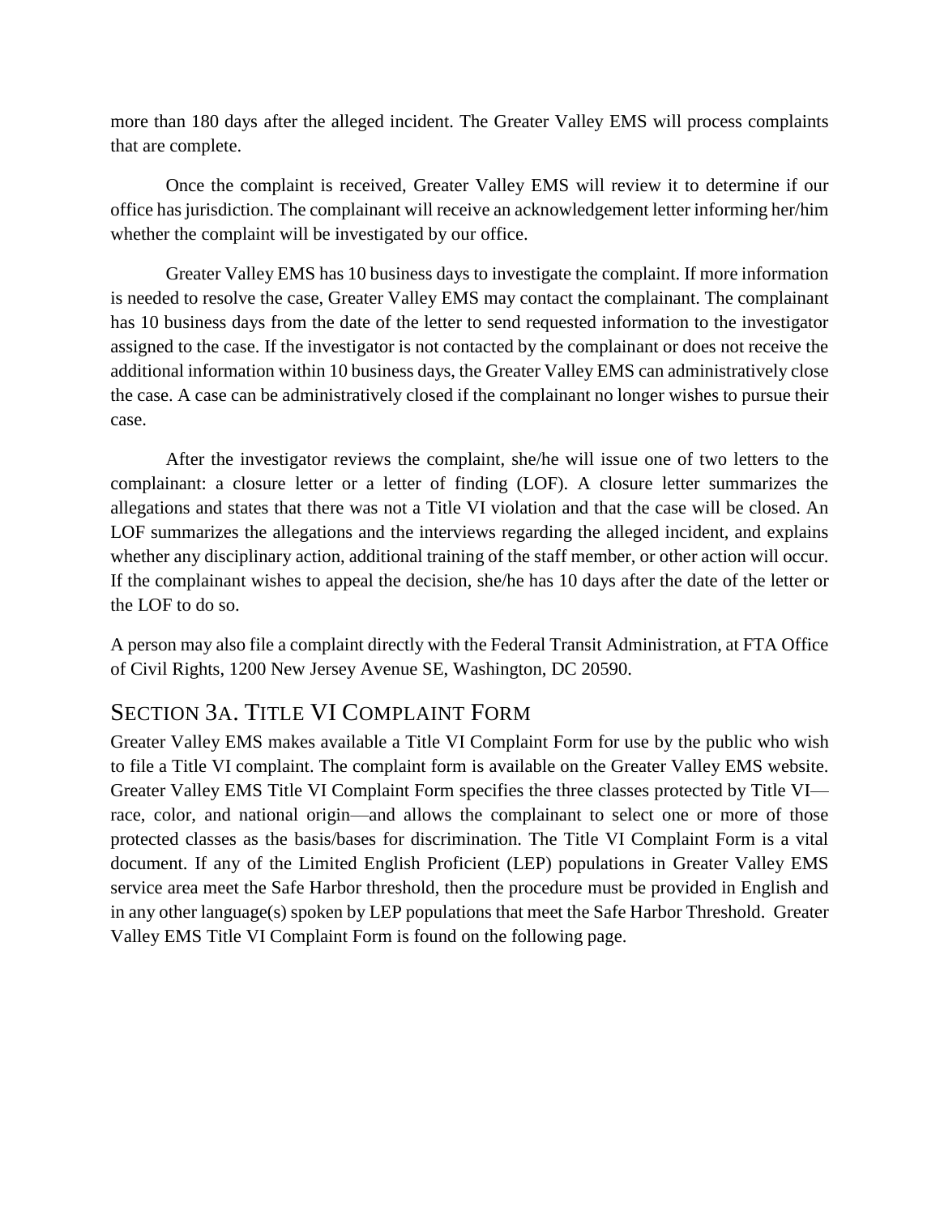more than 180 days after the alleged incident. The Greater Valley EMS will process complaints that are complete.

Once the complaint is received, Greater Valley EMS will review it to determine if our office has jurisdiction. The complainant will receive an acknowledgement letter informing her/him whether the complaint will be investigated by our office.

Greater Valley EMS has 10 business days to investigate the complaint. If more information is needed to resolve the case, Greater Valley EMS may contact the complainant. The complainant has 10 business days from the date of the letter to send requested information to the investigator assigned to the case. If the investigator is not contacted by the complainant or does not receive the additional information within 10 business days, the Greater Valley EMS can administratively close the case. A case can be administratively closed if the complainant no longer wishes to pursue their case.

After the investigator reviews the complaint, she/he will issue one of two letters to the complainant: a closure letter or a letter of finding (LOF). A closure letter summarizes the allegations and states that there was not a Title VI violation and that the case will be closed. An LOF summarizes the allegations and the interviews regarding the alleged incident, and explains whether any disciplinary action, additional training of the staff member, or other action will occur. If the complainant wishes to appeal the decision, she/he has 10 days after the date of the letter or the LOF to do so.

A person may also file a complaint directly with the Federal Transit Administration, at FTA Office of Civil Rights, 1200 New Jersey Avenue SE, Washington, DC 20590.

## SECTION 3A. TITLE VI COMPLAINT FORM

Greater Valley EMS makes available a Title VI Complaint Form for use by the public who wish to file a Title VI complaint. The complaint form is available on the Greater Valley EMS website. Greater Valley EMS Title VI Complaint Form specifies the three classes protected by Title VI—race, color, and national origin—and allows the complainant to select one or more of those protected classes as the basis/bases for discrimination. The Title VI Complaint Form is a vital document. If any of the Limited English Proficient (LEP) populations in Greater Valley EMS service area meet the Safe Harbor threshold, then the procedure must be provided in English and in any other language(s) spoken by LEP populations that meet the Safe Harbor Threshold. Greater Valley EMS Title VI Complaint Form is found on the following page.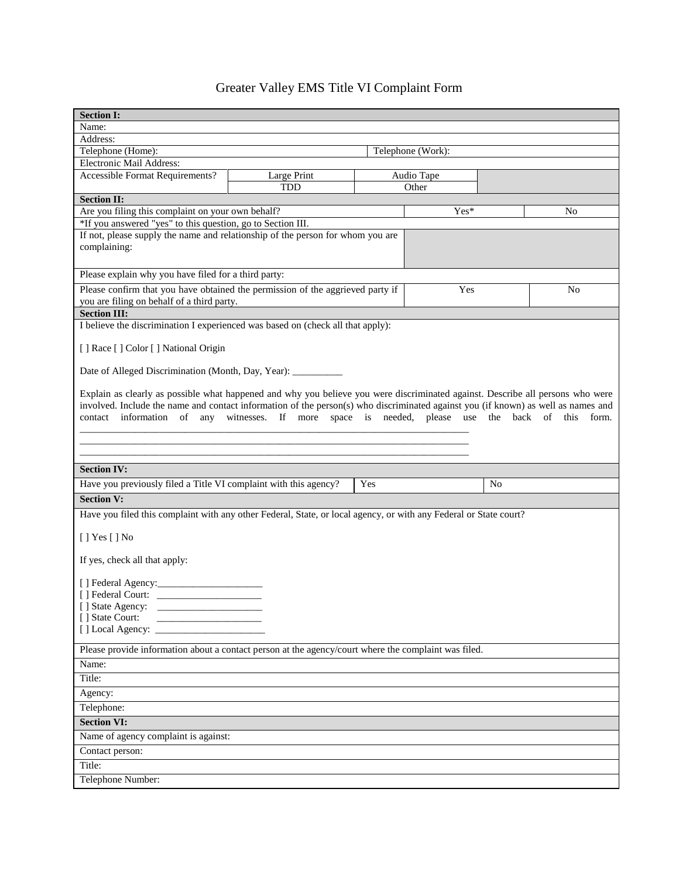# Greater Valley EMS Title VI Complaint Form

| **Section I:** | | | | |
|---|---|---|---|---|
| Name: | | | | |
| Address: | | | | |
| Telephone (Home): | | | Telephone (Work): | |
| Electronic Mail Address: | | | | |
| Accessible Format Requirements? | Large Print | Audio Tape | | |
| | TDD | Other | | |

| **Section II:** | | |
|---|---|---|
| Are you filing this complaint on your own behalf? | Yes* | No |
| *If you answered "yes" to this question, go to Section III. | | |
| If not, please supply the name and relationship of the person for whom you are complaining: | | |
| Please explain why you have filed for a third party: | | |
| Please confirm that you have obtained the permission of the aggrieved party if you are filing on behalf of a third party. | Yes | No |

**Section III:**

I believe the discrimination I experienced was based on (check all that apply):

[ ] Race [ ] Color [ ] National Origin

Date of Alleged Discrimination (Month, Day, Year): __________

Explain as clearly as possible what happened and why you believe you were discriminated against. Describe all persons who were involved. Include the name and contact information of the person(s) who discriminated against you (if known) as well as names and contact information of any witnesses. If more space is needed, please use the back of this form.
________________________________________________________________________________
________________________________________________________________________________
________________________________________________________________________________

| **Section IV:** | | |
|---|---|---|
| Have you previously filed a Title VI complaint with this agency? | Yes | No |

**Section V:**

Have you filed this complaint with any other Federal, State, or local agency, or with any Federal or State court?

[ ] Yes [ ] No

If yes, check all that apply:

[ ] Federal Agency:_____________________
[ ] Federal Court: _____________________
[ ] State Agency: _____________________
[ ] State Court: _____________________
[ ] Local Agency: ______________________

| Please provide information about a contact person at the agency/court where the complaint was filed. |
|---|
| Name: |
| Title: |
| Agency: |
| Telephone: |

| **Section VI:** |
|---|
| Name of agency complaint is against: |
| Contact person: |
| Title: |
| Telephone Number: |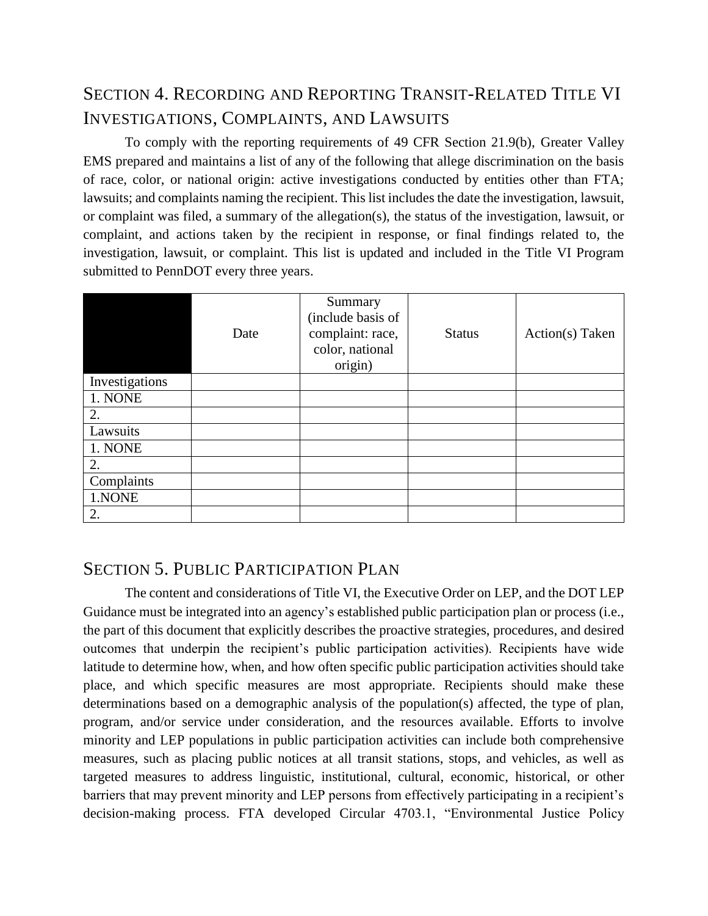## SECTION 4. RECORDING AND REPORTING TRANSIT-RELATED TITLE VI INVESTIGATIONS, COMPLAINTS, AND LAWSUITS

To comply with the reporting requirements of 49 CFR Section 21.9(b), Greater Valley EMS prepared and maintains a list of any of the following that allege discrimination on the basis of race, color, or national origin: active investigations conducted by entities other than FTA; lawsuits; and complaints naming the recipient. This list includes the date the investigation, lawsuit, or complaint was filed, a summary of the allegation(s), the status of the investigation, lawsuit, or complaint, and actions taken by the recipient in response, or final findings related to, the investigation, lawsuit, or complaint. This list is updated and included in the Title VI Program submitted to PennDOT every three years.

| | Date | Summary (include basis of complaint: race, color, national origin) | Status | Action(s) Taken |
|---|---|---|---|---|
| Investigations | | | | |
| 1. NONE | | | | |
| 2. | | | | |
| Lawsuits | | | | |
| 1. NONE | | | | |
| 2. | | | | |
| Complaints | | | | |
| 1.NONE | | | | |
| 2. | | | | |

## SECTION 5. PUBLIC PARTICIPATION PLAN

The content and considerations of Title VI, the Executive Order on LEP, and the DOT LEP Guidance must be integrated into an agency's established public participation plan or process (i.e., the part of this document that explicitly describes the proactive strategies, procedures, and desired outcomes that underpin the recipient's public participation activities). Recipients have wide latitude to determine how, when, and how often specific public participation activities should take place, and which specific measures are most appropriate. Recipients should make these determinations based on a demographic analysis of the population(s) affected, the type of plan, program, and/or service under consideration, and the resources available. Efforts to involve minority and LEP populations in public participation activities can include both comprehensive measures, such as placing public notices at all transit stations, stops, and vehicles, as well as targeted measures to address linguistic, institutional, cultural, economic, historical, or other barriers that may prevent minority and LEP persons from effectively participating in a recipient's decision-making process. FTA developed Circular 4703.1, "Environmental Justice Policy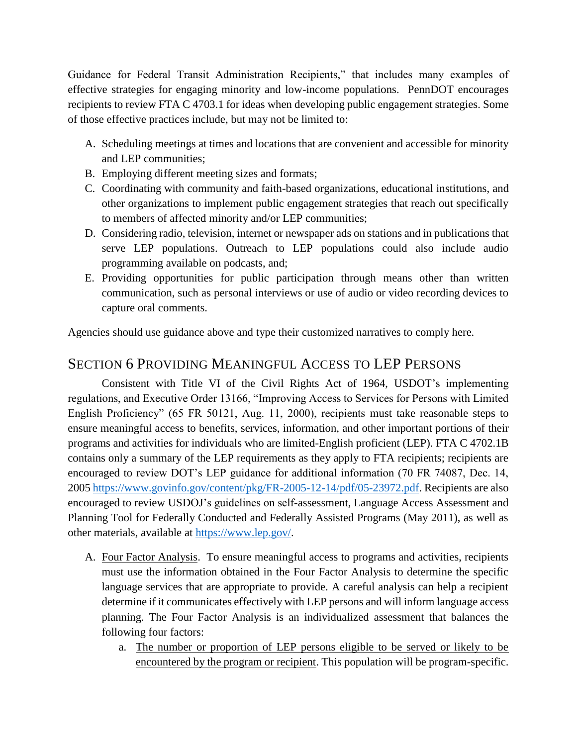Guidance for Federal Transit Administration Recipients," that includes many examples of effective strategies for engaging minority and low-income populations. PennDOT encourages recipients to review FTA C 4703.1 for ideas when developing public engagement strategies. Some of those effective practices include, but may not be limited to:

A. Scheduling meetings at times and locations that are convenient and accessible for minority and LEP communities;
B. Employing different meeting sizes and formats;
C. Coordinating with community and faith-based organizations, educational institutions, and other organizations to implement public engagement strategies that reach out specifically to members of affected minority and/or LEP communities;
D. Considering radio, television, internet or newspaper ads on stations and in publications that serve LEP populations. Outreach to LEP populations could also include audio programming available on podcasts, and;
E. Providing opportunities for public participation through means other than written communication, such as personal interviews or use of audio or video recording devices to capture oral comments.

Agencies should use guidance above and type their customized narratives to comply here.

## SECTION 6 PROVIDING MEANINGFUL ACCESS TO LEP PERSONS

Consistent with Title VI of the Civil Rights Act of 1964, USDOT's implementing regulations, and Executive Order 13166, "Improving Access to Services for Persons with Limited English Proficiency" (65 FR 50121, Aug. 11, 2000), recipients must take reasonable steps to ensure meaningful access to benefits, services, information, and other important portions of their programs and activities for individuals who are limited-English proficient (LEP). FTA C 4702.1B contains only a summary of the LEP requirements as they apply to FTA recipients; recipients are encouraged to review DOT's LEP guidance for additional information (70 FR 74087, Dec. 14, 2005 https://www.govinfo.gov/content/pkg/FR-2005-12-14/pdf/05-23972.pdf. Recipients are also encouraged to review USDOJ's guidelines on self-assessment, Language Access Assessment and Planning Tool for Federally Conducted and Federally Assisted Programs (May 2011), as well as other materials, available at https://www.lep.gov/.

A. Four Factor Analysis. To ensure meaningful access to programs and activities, recipients must use the information obtained in the Four Factor Analysis to determine the specific language services that are appropriate to provide. A careful analysis can help a recipient determine if it communicates effectively with LEP persons and will inform language access planning. The Four Factor Analysis is an individualized assessment that balances the following four factors:
   a. The number or proportion of LEP persons eligible to be served or likely to be encountered by the program or recipient. This population will be program-specific.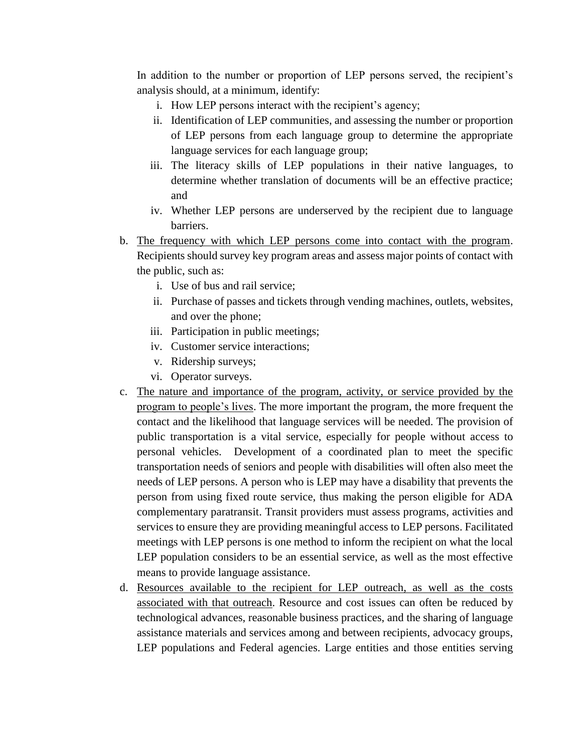In addition to the number or proportion of LEP persons served, the recipient's analysis should, at a minimum, identify:

i. How LEP persons interact with the recipient's agency;
ii. Identification of LEP communities, and assessing the number or proportion of LEP persons from each language group to determine the appropriate language services for each language group;
iii. The literacy skills of LEP populations in their native languages, to determine whether translation of documents will be an effective practice; and
iv. Whether LEP persons are underserved by the recipient due to language barriers.

b. The frequency with which LEP persons come into contact with the program. Recipients should survey key program areas and assess major points of contact with the public, such as:

   i. Use of bus and rail service;
   ii. Purchase of passes and tickets through vending machines, outlets, websites, and over the phone;
   iii. Participation in public meetings;
   iv. Customer service interactions;
   v. Ridership surveys;
   vi. Operator surveys.

c. The nature and importance of the program, activity, or service provided by the program to people's lives. The more important the program, the more frequent the contact and the likelihood that language services will be needed. The provision of public transportation is a vital service, especially for people without access to personal vehicles. Development of a coordinated plan to meet the specific transportation needs of seniors and people with disabilities will often also meet the needs of LEP persons. A person who is LEP may have a disability that prevents the person from using fixed route service, thus making the person eligible for ADA complementary paratransit. Transit providers must assess programs, activities and services to ensure they are providing meaningful access to LEP persons. Facilitated meetings with LEP persons is one method to inform the recipient on what the local LEP population considers to be an essential service, as well as the most effective means to provide language assistance.

d. Resources available to the recipient for LEP outreach, as well as the costs associated with that outreach. Resource and cost issues can often be reduced by technological advances, reasonable business practices, and the sharing of language assistance materials and services among and between recipients, advocacy groups, LEP populations and Federal agencies. Large entities and those entities serving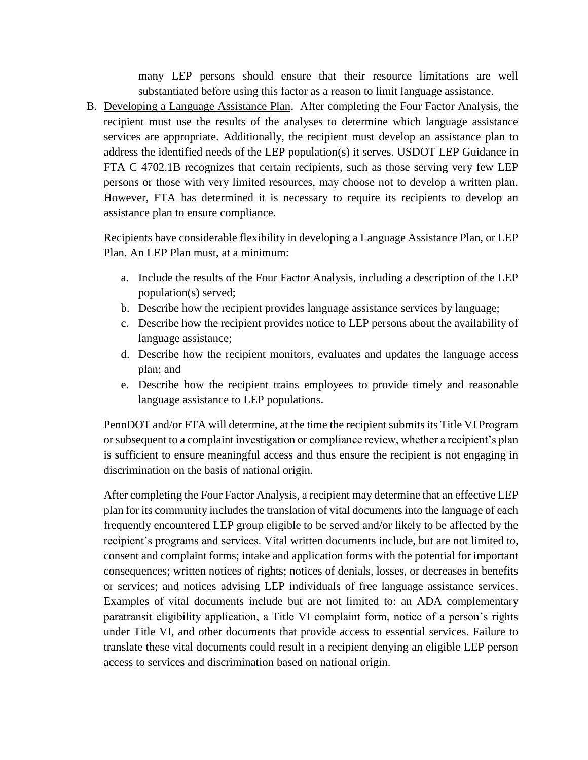many LEP persons should ensure that their resource limitations are well substantiated before using this factor as a reason to limit language assistance.

B. Developing a Language Assistance Plan. After completing the Four Factor Analysis, the recipient must use the results of the analyses to determine which language assistance services are appropriate. Additionally, the recipient must develop an assistance plan to address the identified needs of the LEP population(s) it serves. USDOT LEP Guidance in FTA C 4702.1B recognizes that certain recipients, such as those serving very few LEP persons or those with very limited resources, may choose not to develop a written plan. However, FTA has determined it is necessary to require its recipients to develop an assistance plan to ensure compliance.

   Recipients have considerable flexibility in developing a Language Assistance Plan, or LEP Plan. An LEP Plan must, at a minimum:

   a. Include the results of the Four Factor Analysis, including a description of the LEP population(s) served;
   b. Describe how the recipient provides language assistance services by language;
   c. Describe how the recipient provides notice to LEP persons about the availability of language assistance;
   d. Describe how the recipient monitors, evaluates and updates the language access plan; and
   e. Describe how the recipient trains employees to provide timely and reasonable language assistance to LEP populations.

   PennDOT and/or FTA will determine, at the time the recipient submits its Title VI Program or subsequent to a complaint investigation or compliance review, whether a recipient's plan is sufficient to ensure meaningful access and thus ensure the recipient is not engaging in discrimination on the basis of national origin.

   After completing the Four Factor Analysis, a recipient may determine that an effective LEP plan for its community includes the translation of vital documents into the language of each frequently encountered LEP group eligible to be served and/or likely to be affected by the recipient's programs and services. Vital written documents include, but are not limited to, consent and complaint forms; intake and application forms with the potential for important consequences; written notices of rights; notices of denials, losses, or decreases in benefits or services; and notices advising LEP individuals of free language assistance services. Examples of vital documents include but are not limited to: an ADA complementary paratransit eligibility application, a Title VI complaint form, notice of a person's rights under Title VI, and other documents that provide access to essential services. Failure to translate these vital documents could result in a recipient denying an eligible LEP person access to services and discrimination based on national origin.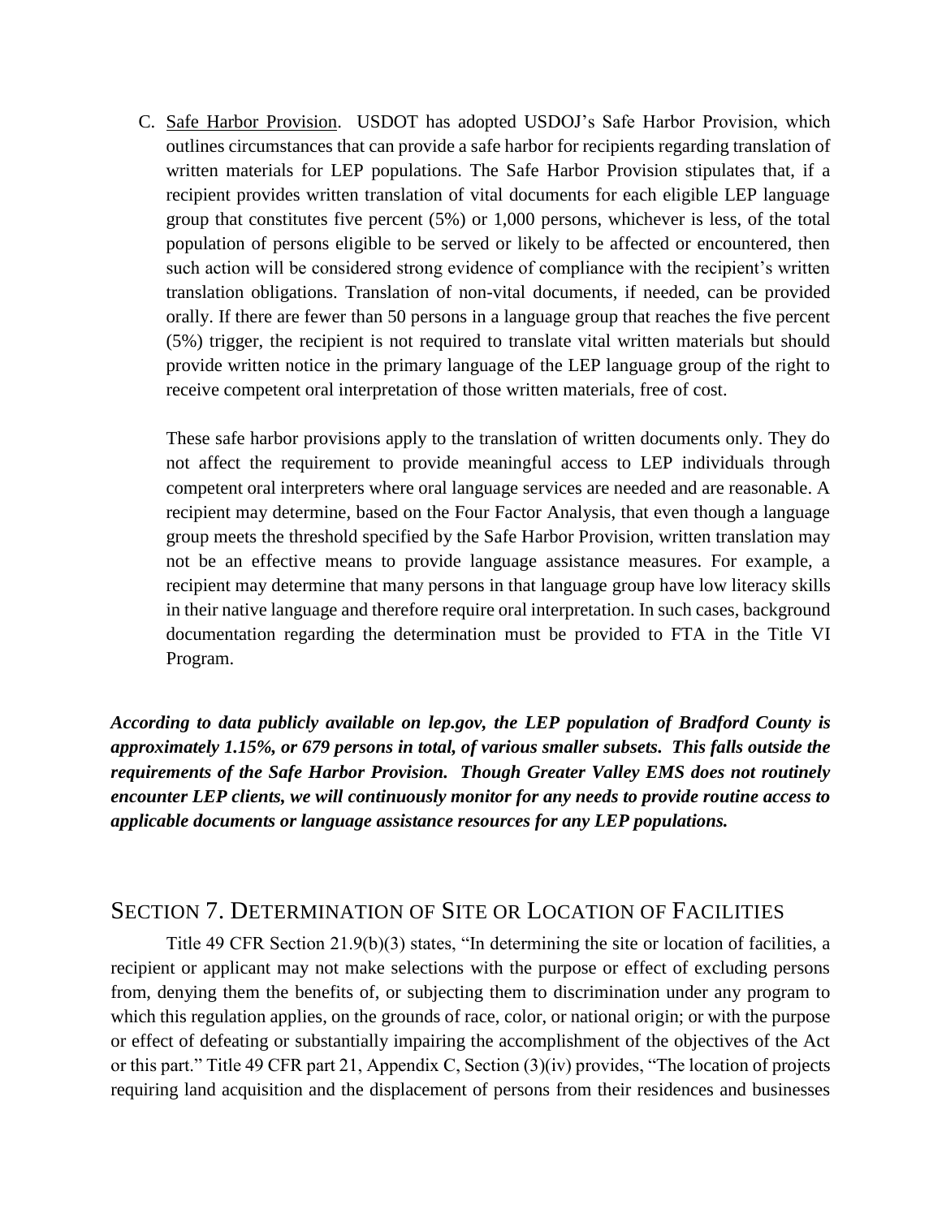C. <u>Safe Harbor Provision</u>. USDOT has adopted USDOJ's Safe Harbor Provision, which outlines circumstances that can provide a safe harbor for recipients regarding translation of written materials for LEP populations. The Safe Harbor Provision stipulates that, if a recipient provides written translation of vital documents for each eligible LEP language group that constitutes five percent (5%) or 1,000 persons, whichever is less, of the total population of persons eligible to be served or likely to be affected or encountered, then such action will be considered strong evidence of compliance with the recipient's written translation obligations. Translation of non-vital documents, if needed, can be provided orally. If there are fewer than 50 persons in a language group that reaches the five percent (5%) trigger, the recipient is not required to translate vital written materials but should provide written notice in the primary language of the LEP language group of the right to receive competent oral interpretation of those written materials, free of cost.

   These safe harbor provisions apply to the translation of written documents only. They do not affect the requirement to provide meaningful access to LEP individuals through competent oral interpreters where oral language services are needed and are reasonable. A recipient may determine, based on the Four Factor Analysis, that even though a language group meets the threshold specified by the Safe Harbor Provision, written translation may not be an effective means to provide language assistance measures. For example, a recipient may determine that many persons in that language group have low literacy skills in their native language and therefore require oral interpretation. In such cases, background documentation regarding the determination must be provided to FTA in the Title VI Program.

***According to data publicly available on lep.gov, the LEP population of Bradford County is approximately 1.15%, or 679 persons in total, of various smaller subsets. This falls outside the requirements of the Safe Harbor Provision. Though Greater Valley EMS does not routinely encounter LEP clients, we will continuously monitor for any needs to provide routine access to applicable documents or language assistance resources for any LEP populations.***

## SECTION 7. DETERMINATION OF SITE OR LOCATION OF FACILITIES

Title 49 CFR Section 21.9(b)(3) states, "In determining the site or location of facilities, a recipient or applicant may not make selections with the purpose or effect of excluding persons from, denying them the benefits of, or subjecting them to discrimination under any program to which this regulation applies, on the grounds of race, color, or national origin; or with the purpose or effect of defeating or substantially impairing the accomplishment of the objectives of the Act or this part." Title 49 CFR part 21, Appendix C, Section (3)(iv) provides, "The location of projects requiring land acquisition and the displacement of persons from their residences and businesses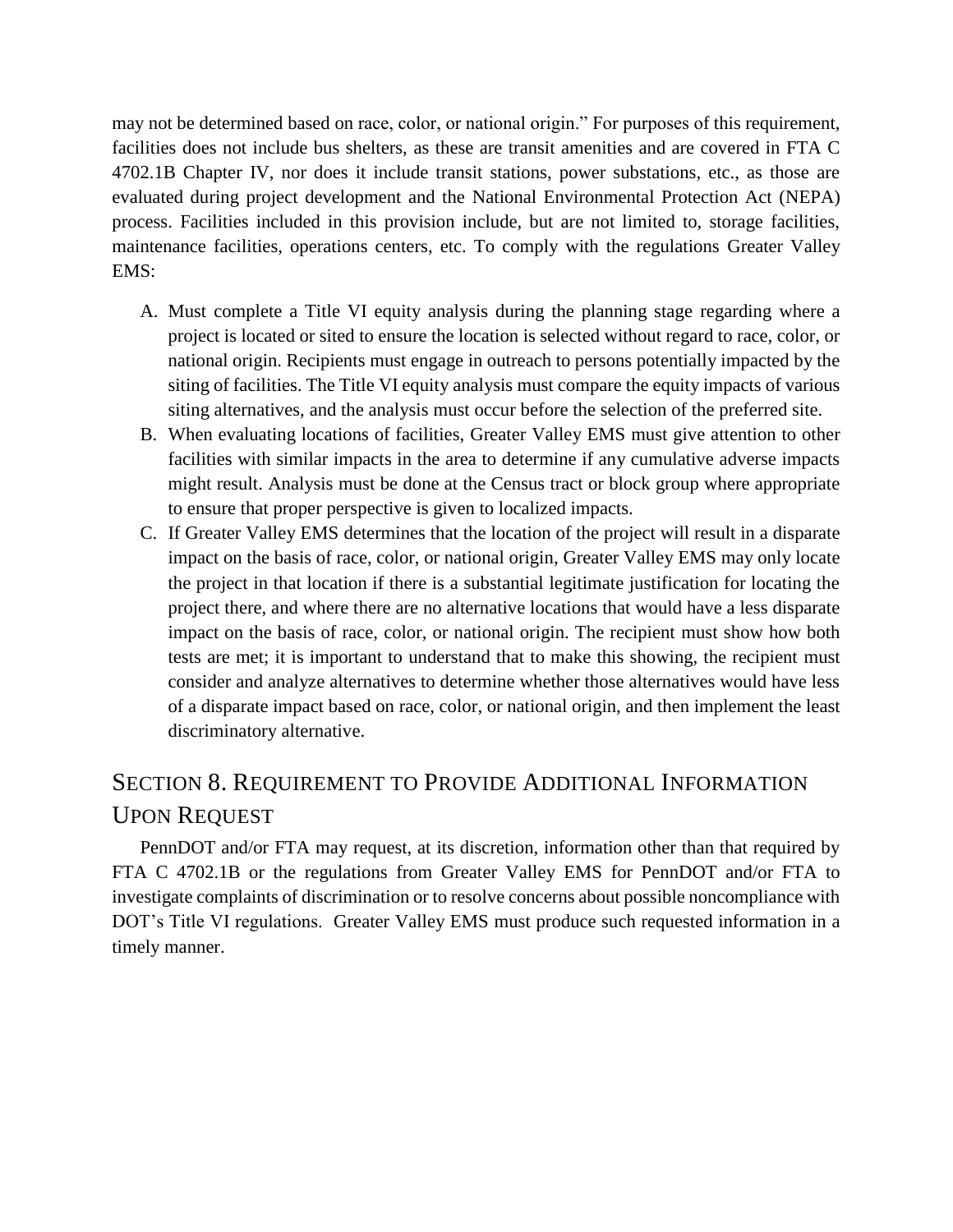may not be determined based on race, color, or national origin." For purposes of this requirement, facilities does not include bus shelters, as these are transit amenities and are covered in FTA C 4702.1B Chapter IV, nor does it include transit stations, power substations, etc., as those are evaluated during project development and the National Environmental Protection Act (NEPA) process. Facilities included in this provision include, but are not limited to, storage facilities, maintenance facilities, operations centers, etc. To comply with the regulations Greater Valley EMS:

A. Must complete a Title VI equity analysis during the planning stage regarding where a project is located or sited to ensure the location is selected without regard to race, color, or national origin. Recipients must engage in outreach to persons potentially impacted by the siting of facilities. The Title VI equity analysis must compare the equity impacts of various siting alternatives, and the analysis must occur before the selection of the preferred site.
B. When evaluating locations of facilities, Greater Valley EMS must give attention to other facilities with similar impacts in the area to determine if any cumulative adverse impacts might result. Analysis must be done at the Census tract or block group where appropriate to ensure that proper perspective is given to localized impacts.
C. If Greater Valley EMS determines that the location of the project will result in a disparate impact on the basis of race, color, or national origin, Greater Valley EMS may only locate the project in that location if there is a substantial legitimate justification for locating the project there, and where there are no alternative locations that would have a less disparate impact on the basis of race, color, or national origin. The recipient must show how both tests are met; it is important to understand that to make this showing, the recipient must consider and analyze alternatives to determine whether those alternatives would have less of a disparate impact based on race, color, or national origin, and then implement the least discriminatory alternative.

## SECTION 8. REQUIREMENT TO PROVIDE ADDITIONAL INFORMATION UPON REQUEST

PennDOT and/or FTA may request, at its discretion, information other than that required by FTA C 4702.1B or the regulations from Greater Valley EMS for PennDOT and/or FTA to investigate complaints of discrimination or to resolve concerns about possible noncompliance with DOT's Title VI regulations. Greater Valley EMS must produce such requested information in a timely manner.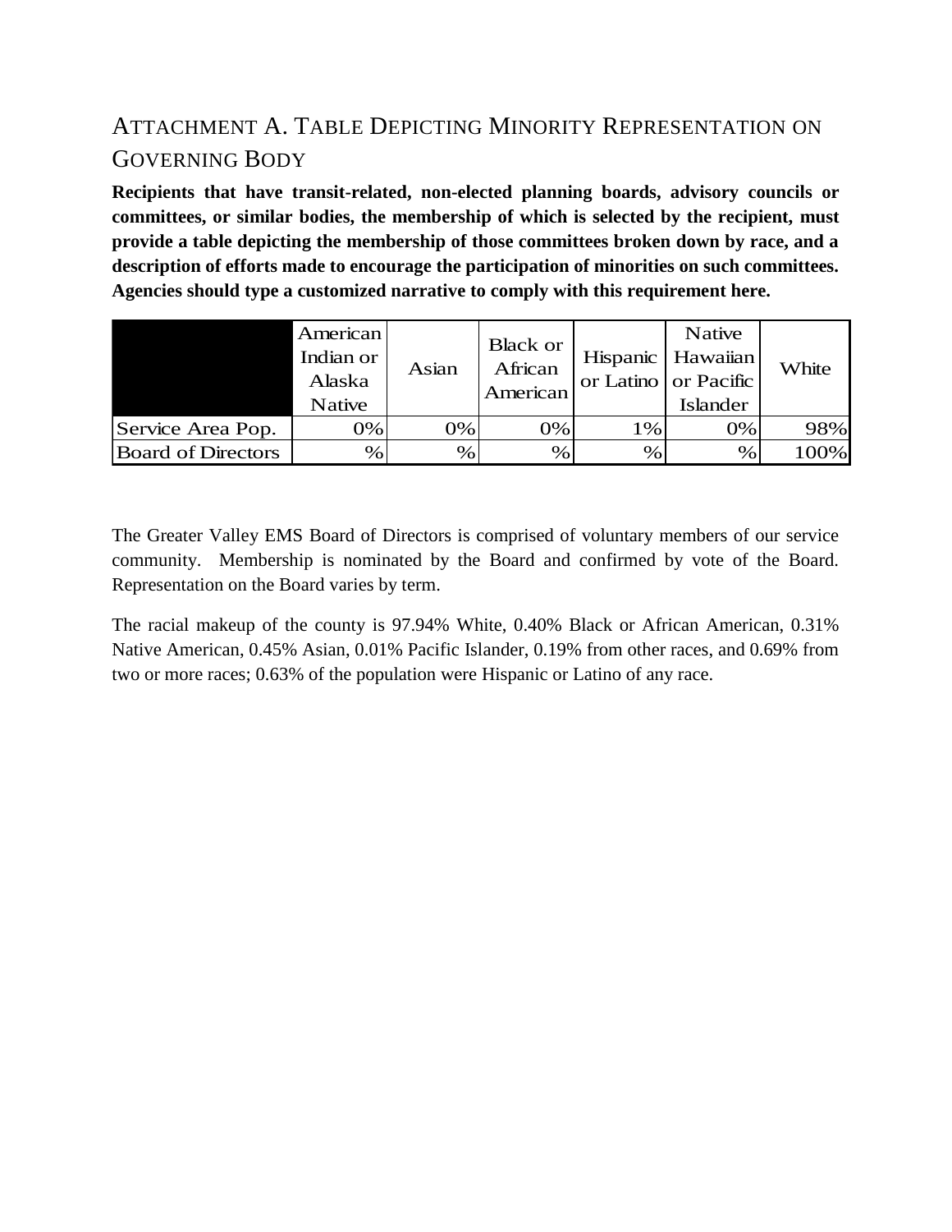## ATTACHMENT A. TABLE DEPICTING MINORITY REPRESENTATION ON GOVERNING BODY

**Recipients that have transit-related, non-elected planning boards, advisory councils or committees, or similar bodies, the membership of which is selected by the recipient, must provide a table depicting the membership of those committees broken down by race, and a description of efforts made to encourage the participation of minorities on such committees. Agencies should type a customized narrative to comply with this requirement here.**

| | American Indian or Alaska Native | Asian | Black or African American | Hispanic or Latino | Native Hawaiian or Pacific Islander | White |
|---|---|---|---|---|---|---|
| Service Area Pop. | 0% | 0% | 0% | 1% | 0% | 98% |
| Board of Directors | % | % | % | % | % | 100% |

The Greater Valley EMS Board of Directors is comprised of voluntary members of our service community. Membership is nominated by the Board and confirmed by vote of the Board. Representation on the Board varies by term.

The racial makeup of the county is 97.94% White, 0.40% Black or African American, 0.31% Native American, 0.45% Asian, 0.01% Pacific Islander, 0.19% from other races, and 0.69% from two or more races; 0.63% of the population were Hispanic or Latino of any race.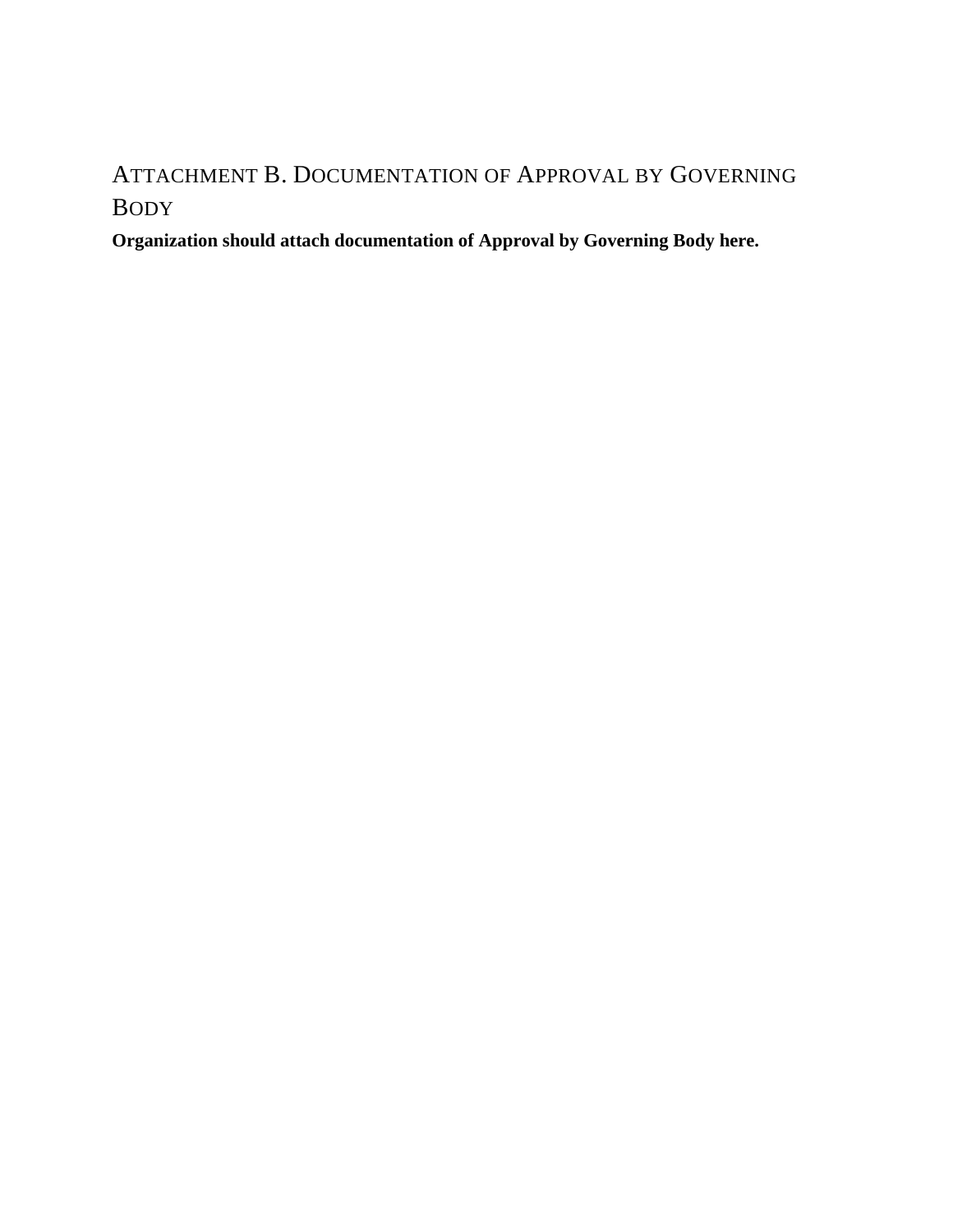# Attachment B. Documentation of Approval by Governing Body

**Organization should attach documentation of Approval by Governing Body here.**